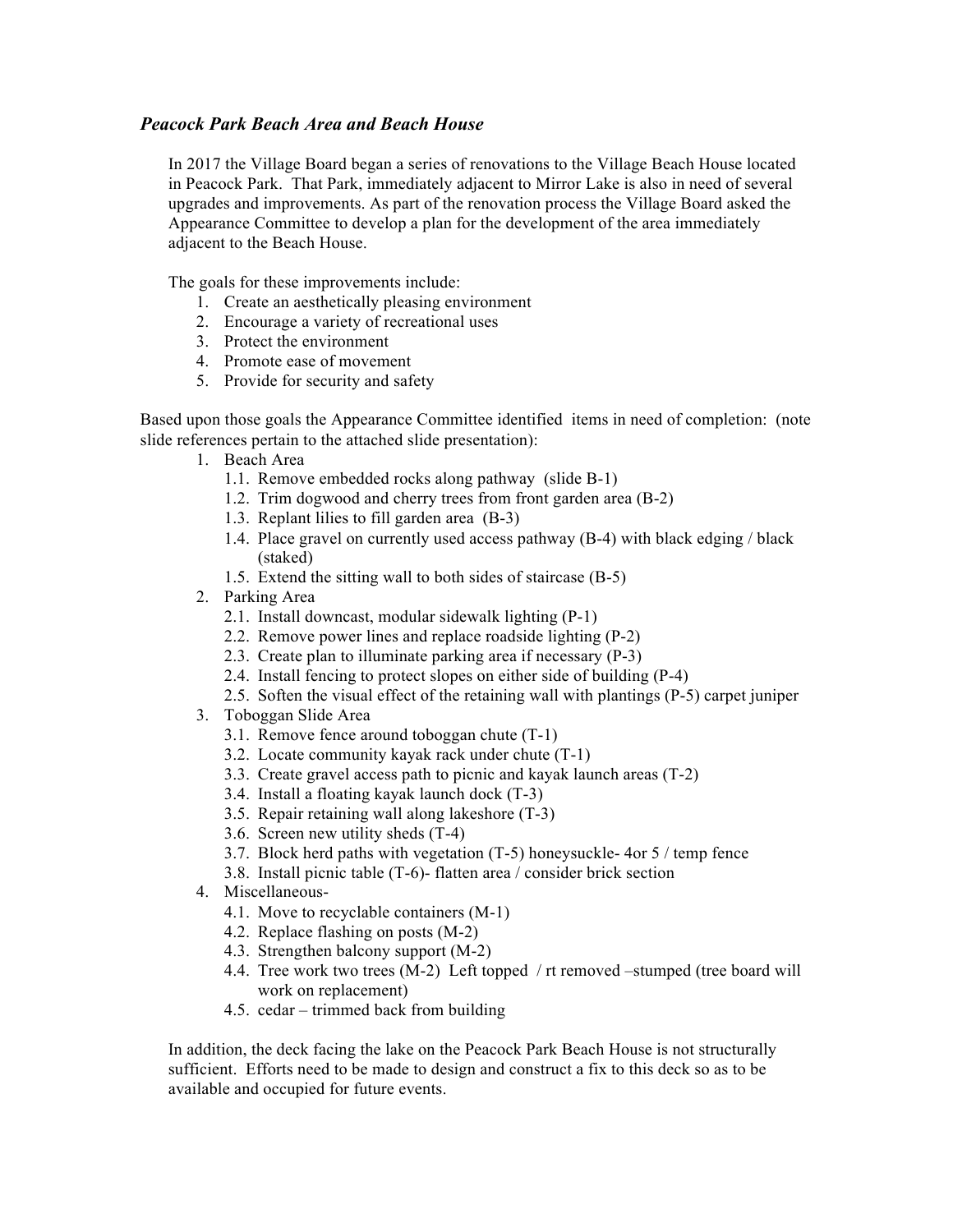## *Peacock Park Beach Area and Beach House*

In 2017 the Village Board began a series of renovations to the Village Beach House located in Peacock Park. That Park, immediately adjacent to Mirror Lake is also in need of several upgrades and improvements. As part of the renovation process the Village Board asked the Appearance Committee to develop a plan for the development of the area immediately adjacent to the Beach House.

The goals for these improvements include:

1. Create an aesthetically pleasing environment
2. Encourage a variety of recreational uses
3. Protect the environment
4. Promote ease of movement
5. Provide for security and safety

Based upon those goals the Appearance Committee identified items in need of completion: (note slide references pertain to the attached slide presentation):

1. Beach Area
   - 1.1. Remove embedded rocks along pathway (slide B-1)
   - 1.2. Trim dogwood and cherry trees from front garden area (B-2)
   - 1.3. Replant lilies to fill garden area (B-3)
   - 1.4. Place gravel on currently used access pathway (B-4) with black edging / black (staked)
   - 1.5. Extend the sitting wall to both sides of staircase (B-5)
2. Parking Area
   - 2.1. Install downcast, modular sidewalk lighting (P-1)
   - 2.2. Remove power lines and replace roadside lighting (P-2)
   - 2.3. Create plan to illuminate parking area if necessary (P-3)
   - 2.4. Install fencing to protect slopes on either side of building (P-4)
   - 2.5. Soften the visual effect of the retaining wall with plantings (P-5) carpet juniper
3. Toboggan Slide Area
   - 3.1. Remove fence around toboggan chute (T-1)
   - 3.2. Locate community kayak rack under chute (T-1)
   - 3.3. Create gravel access path to picnic and kayak launch areas (T-2)
   - 3.4. Install a floating kayak launch dock (T-3)
   - 3.5. Repair retaining wall along lakeshore (T-3)
   - 3.6. Screen new utility sheds (T-4)
   - 3.7. Block herd paths with vegetation (T-5) honeysuckle- 4or 5 / temp fence
   - 3.8. Install picnic table (T-6)- flatten area / consider brick section
4. Miscellaneous-
   - 4.1. Move to recyclable containers (M-1)
   - 4.2. Replace flashing on posts (M-2)
   - 4.3. Strengthen balcony support (M-2)
   - 4.4. Tree work two trees (M-2) Left topped / rt removed –stumped (tree board will work on replacement)
   - 4.5. cedar – trimmed back from building

In addition, the deck facing the lake on the Peacock Park Beach House is not structurally sufficient. Efforts need to be made to design and construct a fix to this deck so as to be available and occupied for future events.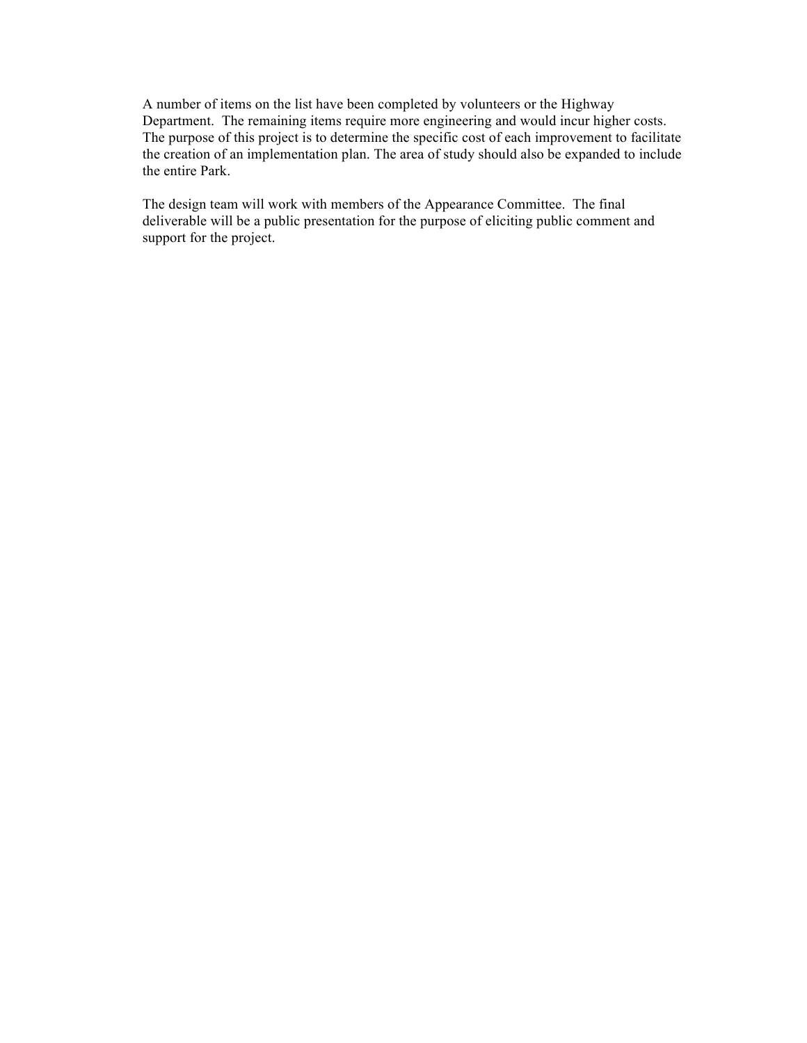A number of items on the list have been completed by volunteers or the Highway Department. The remaining items require more engineering and would incur higher costs. The purpose of this project is to determine the specific cost of each improvement to facilitate the creation of an implementation plan. The area of study should also be expanded to include the entire Park.

The design team will work with members of the Appearance Committee. The final deliverable will be a public presentation for the purpose of eliciting public comment and support for the project.